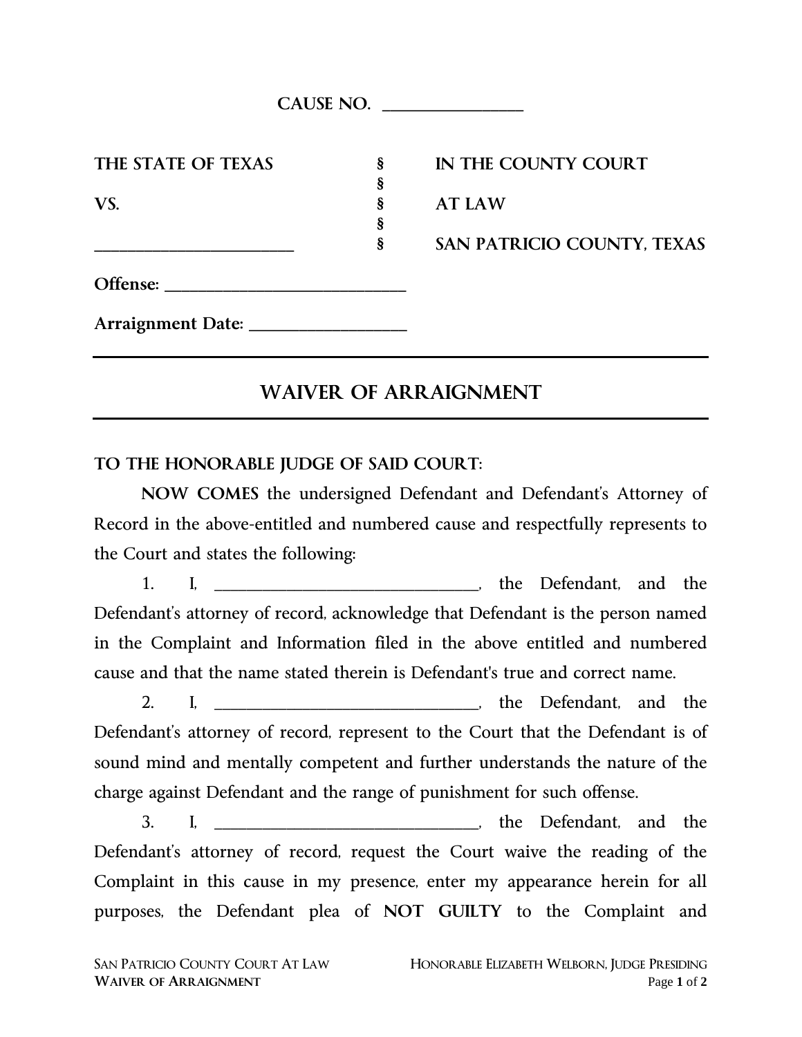**CAUSE NO. ________________**

| | | |
|---|---|---|
| **THE STATE OF TEXAS** | § | **IN THE COUNTY COURT** |
| | § | |
| **VS.** | § | **AT LAW** |
| | § | |
| ________________________ | § | **SAN PATRICIO COUNTY, TEXAS** |

**Offense:** ____________________________

**Arraignment Date:** __________________

---

# WAIVER OF ARRAIGNMENT

---

**TO THE HONORABLE JUDGE OF SAID COURT:**

**NOW COMES** the undersigned Defendant and Defendant's Attorney of Record in the above-entitled and numbered cause and respectfully represents to the Court and states the following:

1. I, ______________________________, the Defendant, and the Defendant's attorney of record, acknowledge that Defendant is the person named in the Complaint and Information filed in the above entitled and numbered cause and that the name stated therein is Defendant's true and correct name.

2. I, ______________________________, the Defendant, and the Defendant's attorney of record, represent to the Court that the Defendant is of sound mind and mentally competent and further understands the nature of the charge against Defendant and the range of punishment for such offense.

3. I, ______________________________, the Defendant, and the Defendant's attorney of record, request the Court waive the reading of the Complaint in this cause in my presence, enter my appearance herein for all purposes, the Defendant plea of **NOT GUILTY** to the Complaint and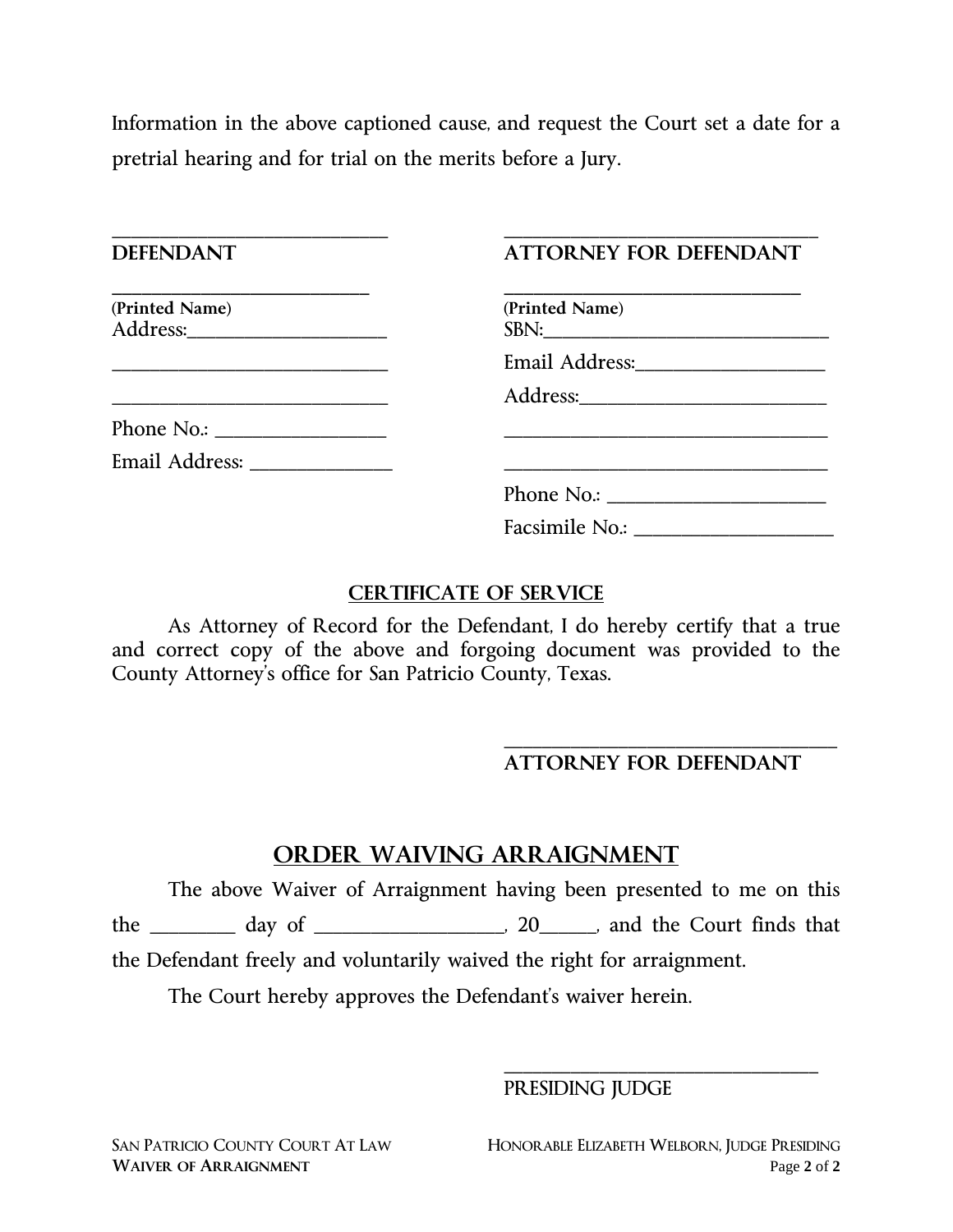Information in the above captioned cause, and request the Court set a date for a pretrial hearing and for trial on the merits before a Jury.

| | |
|---|---|
| ____________________________ | ________________________________ |
| **DEFENDANT** | **ATTORNEY FOR DEFENDANT** |
| ___________________________ | ______________________________ |
| **(Printed Name)** | **(Printed Name)** |
| Address:___________________ | SBN:_____________________________ |
| ____________________________ | Email Address:__________________ |
| ____________________________ | Address:________________________ |
| Phone No.: _________________ | ________________________________ |
| Email Address: ______________ | ________________________________ |
| | Phone No.: _____________________ |
| | Facsimile No.: __________________ |

**CERTIFICATE OF SERVICE**

As Attorney of Record for the Defendant, I do hereby certify that a true and correct copy of the above and forgoing document was provided to the County Attorney's office for San Patricio County, Texas.

________________________________
**ATTORNEY FOR DEFENDANT**

## ORDER WAIVING ARRAIGNMENT

The above Waiver of Arraignment having been presented to me on this the ________ day of __________________, 20_____, and the Court finds that the Defendant freely and voluntarily waived the right for arraignment.

The Court hereby approves the Defendant's waiver herein.

________________________________
PRESIDING JUDGE